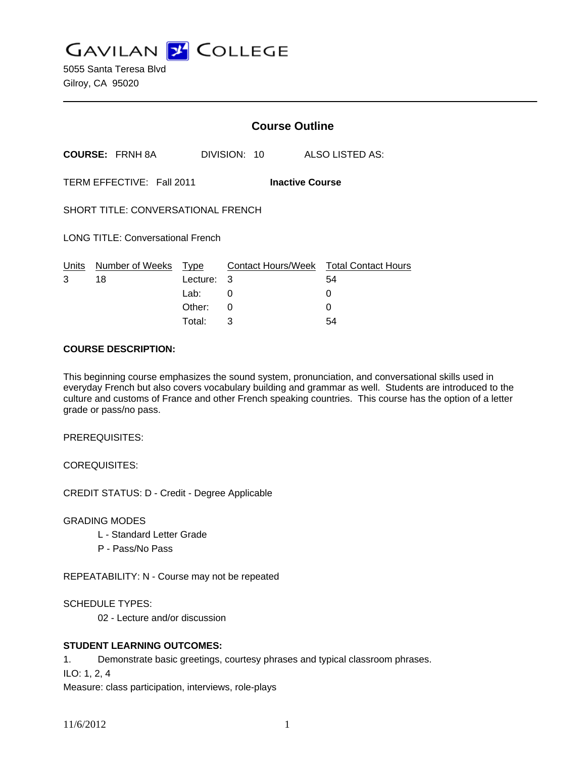# GAVILAN COLLEGE

5055 Santa Teresa Blvd
Gilroy, CA 95020

---

## Course Outline

**COURSE:** FRNH 8A DIVISION: 10 ALSO LISTED AS:

TERM EFFECTIVE: Fall 2011 **Inactive Course**

SHORT TITLE: CONVERSATIONAL FRENCH

LONG TITLE: Conversational French

| Units | Number of Weeks | Type | Contact Hours/Week | Total Contact Hours |
|---|---|---|---|---|
| 3 | 18 | Lecture: | 3 | 54 |
| | | Lab: | 0 | 0 |
| | | Other: | 0 | 0 |
| | | Total: | 3 | 54 |

**COURSE DESCRIPTION:**

This beginning course emphasizes the sound system, pronunciation, and conversational skills used in everyday French but also covers vocabulary building and grammar as well. Students are introduced to the culture and customs of France and other French speaking countries. This course has the option of a letter grade or pass/no pass.

PREREQUISITES:

COREQUISITES:

CREDIT STATUS: D - Credit - Degree Applicable

GRADING MODES

L - Standard Letter Grade
P - Pass/No Pass

REPEATABILITY: N - Course may not be repeated

SCHEDULE TYPES:

02 - Lecture and/or discussion

**STUDENT LEARNING OUTCOMES:**

1. Demonstrate basic greetings, courtesy phrases and typical classroom phrases.
ILO: 1, 2, 4
Measure: class participation, interviews, role-plays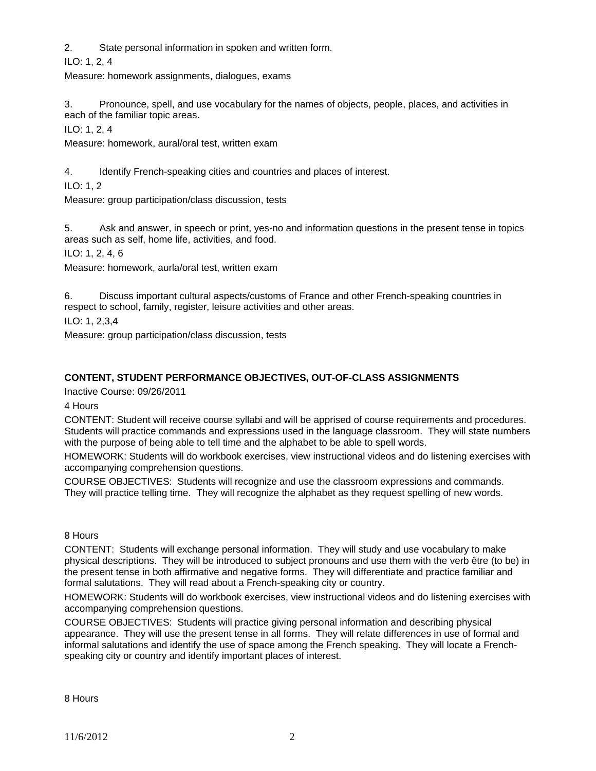2. State personal information in spoken and written form.

ILO: 1, 2, 4

Measure: homework assignments, dialogues, exams

3. Pronounce, spell, and use vocabulary for the names of objects, people, places, and activities in each of the familiar topic areas.

ILO: 1, 2, 4

Measure: homework, aural/oral test, written exam

4. Identify French-speaking cities and countries and places of interest.

ILO: 1, 2

Measure: group participation/class discussion, tests

5. Ask and answer, in speech or print, yes-no and information questions in the present tense in topics areas such as self, home life, activities, and food.

ILO: 1, 2, 4, 6

Measure: homework, aurla/oral test, written exam

6. Discuss important cultural aspects/customs of France and other French-speaking countries in respect to school, family, register, leisure activities and other areas.

ILO: 1, 2,3,4

Measure: group participation/class discussion, tests

**CONTENT, STUDENT PERFORMANCE OBJECTIVES, OUT-OF-CLASS ASSIGNMENTS**

Inactive Course: 09/26/2011

4 Hours

CONTENT: Student will receive course syllabi and will be apprised of course requirements and procedures. Students will practice commands and expressions used in the language classroom. They will state numbers with the purpose of being able to tell time and the alphabet to be able to spell words.

HOMEWORK: Students will do workbook exercises, view instructional videos and do listening exercises with accompanying comprehension questions.

COURSE OBJECTIVES: Students will recognize and use the classroom expressions and commands. They will practice telling time. They will recognize the alphabet as they request spelling of new words.

8 Hours

CONTENT: Students will exchange personal information. They will study and use vocabulary to make physical descriptions. They will be introduced to subject pronouns and use them with the verb être (to be) in the present tense in both affirmative and negative forms. They will differentiate and practice familiar and formal salutations. They will read about a French-speaking city or country.

HOMEWORK: Students will do workbook exercises, view instructional videos and do listening exercises with accompanying comprehension questions.

COURSE OBJECTIVES: Students will practice giving personal information and describing physical appearance. They will use the present tense in all forms. They will relate differences in use of formal and informal salutations and identify the use of space among the French speaking. They will locate a French-speaking city or country and identify important places of interest.

8 Hours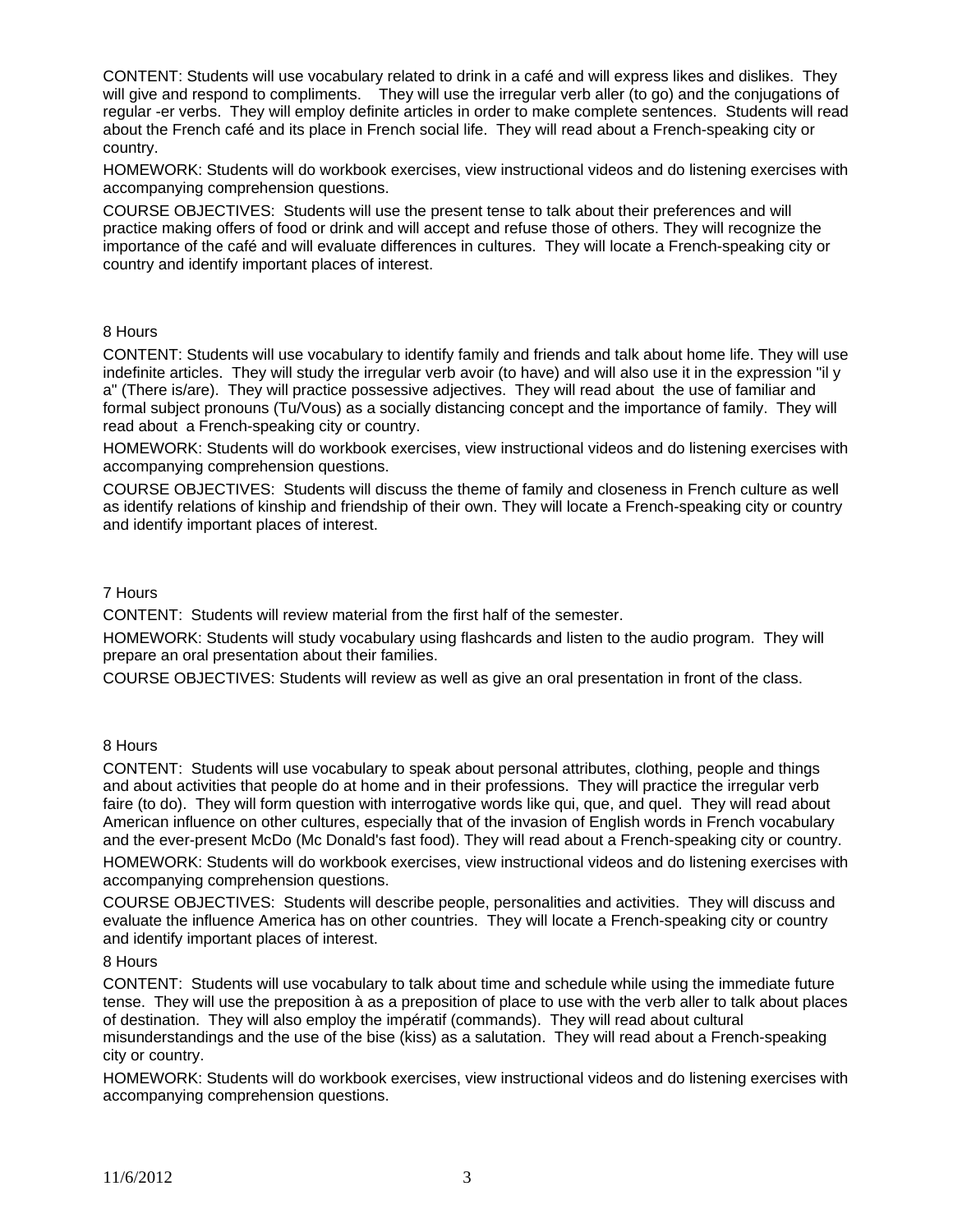CONTENT: Students will use vocabulary related to drink in a café and will express likes and dislikes. They will give and respond to compliments. They will use the irregular verb aller (to go) and the conjugations of regular -er verbs. They will employ definite articles in order to make complete sentences. Students will read about the French café and its place in French social life. They will read about a French-speaking city or country.

HOMEWORK: Students will do workbook exercises, view instructional videos and do listening exercises with accompanying comprehension questions.

COURSE OBJECTIVES: Students will use the present tense to talk about their preferences and will practice making offers of food or drink and will accept and refuse those of others. They will recognize the importance of the café and will evaluate differences in cultures. They will locate a French-speaking city or country and identify important places of interest.

8 Hours

CONTENT: Students will use vocabulary to identify family and friends and talk about home life. They will use indefinite articles. They will study the irregular verb avoir (to have) and will also use it in the expression "il y a" (There is/are). They will practice possessive adjectives. They will read about the use of familiar and formal subject pronouns (Tu/Vous) as a socially distancing concept and the importance of family. They will read about a French-speaking city or country.

HOMEWORK: Students will do workbook exercises, view instructional videos and do listening exercises with accompanying comprehension questions.

COURSE OBJECTIVES: Students will discuss the theme of family and closeness in French culture as well as identify relations of kinship and friendship of their own. They will locate a French-speaking city or country and identify important places of interest.

7 Hours

CONTENT: Students will review material from the first half of the semester.

HOMEWORK: Students will study vocabulary using flashcards and listen to the audio program. They will prepare an oral presentation about their families.

COURSE OBJECTIVES: Students will review as well as give an oral presentation in front of the class.

8 Hours

CONTENT: Students will use vocabulary to speak about personal attributes, clothing, people and things and about activities that people do at home and in their professions. They will practice the irregular verb faire (to do). They will form question with interrogative words like qui, que, and quel. They will read about American influence on other cultures, especially that of the invasion of English words in French vocabulary and the ever-present McDo (Mc Donald's fast food). They will read about a French-speaking city or country.

HOMEWORK: Students will do workbook exercises, view instructional videos and do listening exercises with accompanying comprehension questions.

COURSE OBJECTIVES: Students will describe people, personalities and activities. They will discuss and evaluate the influence America has on other countries. They will locate a French-speaking city or country and identify important places of interest.

8 Hours

CONTENT: Students will use vocabulary to talk about time and schedule while using the immediate future tense. They will use the preposition à as a preposition of place to use with the verb aller to talk about places of destination. They will also employ the impératif (commands). They will read about cultural misunderstandings and the use of the bise (kiss) as a salutation. They will read about a French-speaking city or country.

HOMEWORK: Students will do workbook exercises, view instructional videos and do listening exercises with accompanying comprehension questions.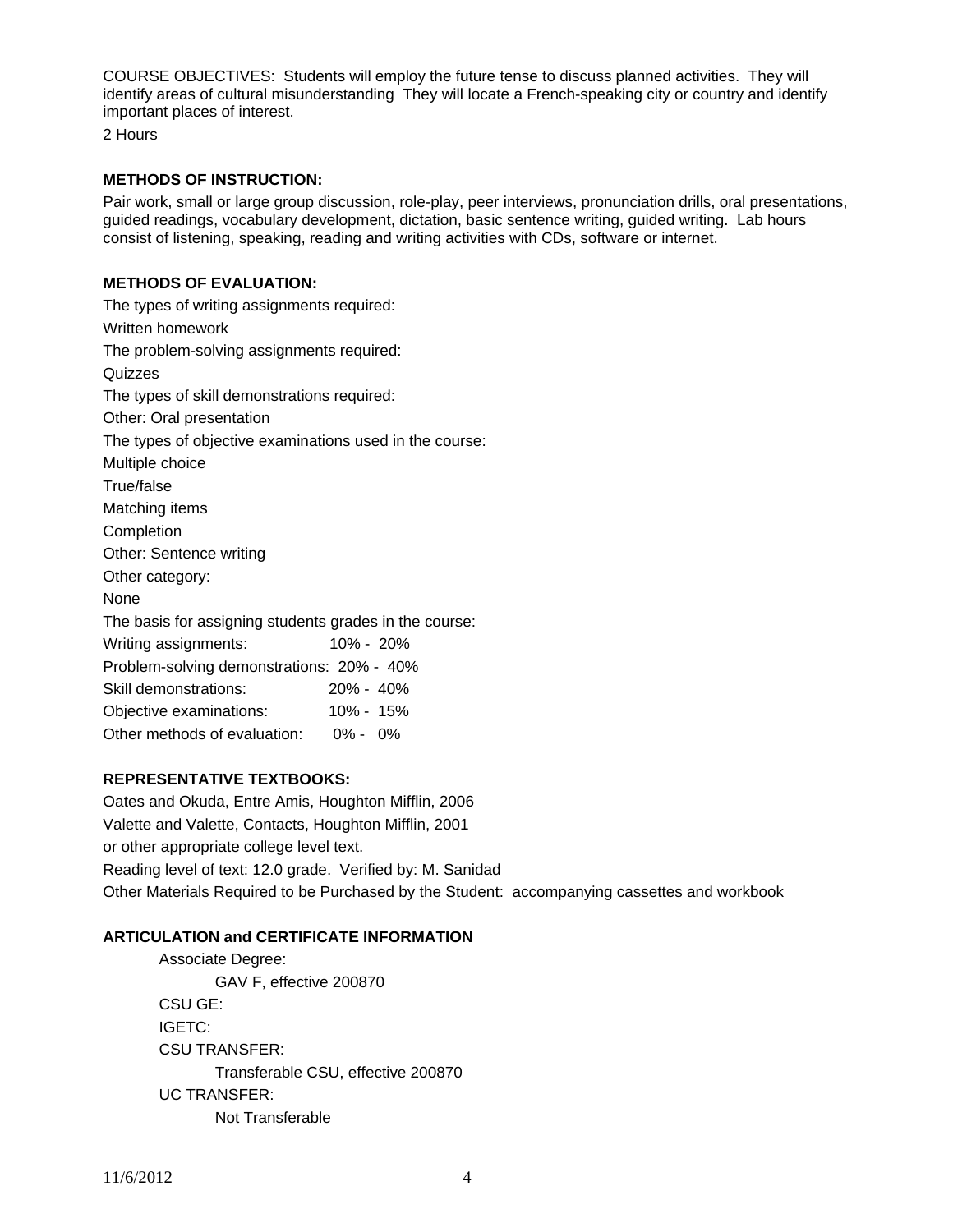COURSE OBJECTIVES: Students will employ the future tense to discuss planned activities. They will identify areas of cultural misunderstanding They will locate a French-speaking city or country and identify important places of interest.

2 Hours

**METHODS OF INSTRUCTION:**

Pair work, small or large group discussion, role-play, peer interviews, pronunciation drills, oral presentations, guided readings, vocabulary development, dictation, basic sentence writing, guided writing. Lab hours consist of listening, speaking, reading and writing activities with CDs, software or internet.

**METHODS OF EVALUATION:**

The types of writing assignments required:

Written homework

The problem-solving assignments required:

Quizzes

The types of skill demonstrations required:

Other: Oral presentation

The types of objective examinations used in the course:

Multiple choice

True/false

Matching items

Completion

Other: Sentence writing

Other category:

None

The basis for assigning students grades in the course:

| | |
|---|---|
| Writing assignments: | 10% - 20% |
| Problem-solving demonstrations: | 20% - 40% |
| Skill demonstrations: | 20% - 40% |
| Objective examinations: | 10% - 15% |
| Other methods of evaluation: | 0% - 0% |

**REPRESENTATIVE TEXTBOOKS:**

Oates and Okuda, Entre Amis, Houghton Mifflin, 2006

Valette and Valette, Contacts, Houghton Mifflin, 2001

or other appropriate college level text.

Reading level of text: 12.0 grade. Verified by: M. Sanidad

Other Materials Required to be Purchased by the Student: accompanying cassettes and workbook

**ARTICULATION and CERTIFICATE INFORMATION**

Associate Degree:

GAV F, effective 200870

CSU GE:

IGETC:

CSU TRANSFER:

Transferable CSU, effective 200870

UC TRANSFER:

Not Transferable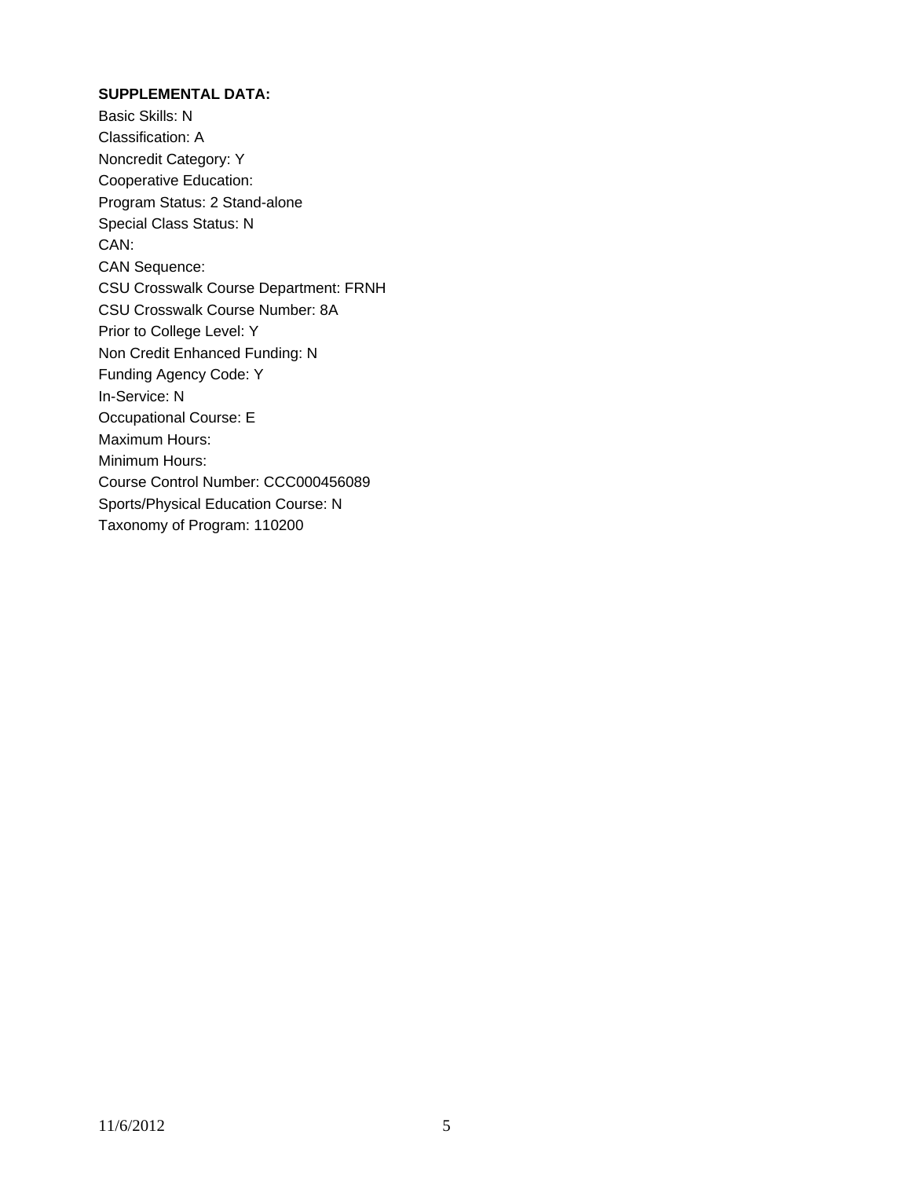**SUPPLEMENTAL DATA:**

Basic Skills: N
Classification: A
Noncredit Category: Y
Cooperative Education:
Program Status: 2 Stand-alone
Special Class Status: N
CAN:
CAN Sequence:
CSU Crosswalk Course Department: FRNH
CSU Crosswalk Course Number: 8A
Prior to College Level: Y
Non Credit Enhanced Funding: N
Funding Agency Code: Y
In-Service: N
Occupational Course: E
Maximum Hours:
Minimum Hours:
Course Control Number: CCC000456089
Sports/Physical Education Course: N
Taxonomy of Program: 110200